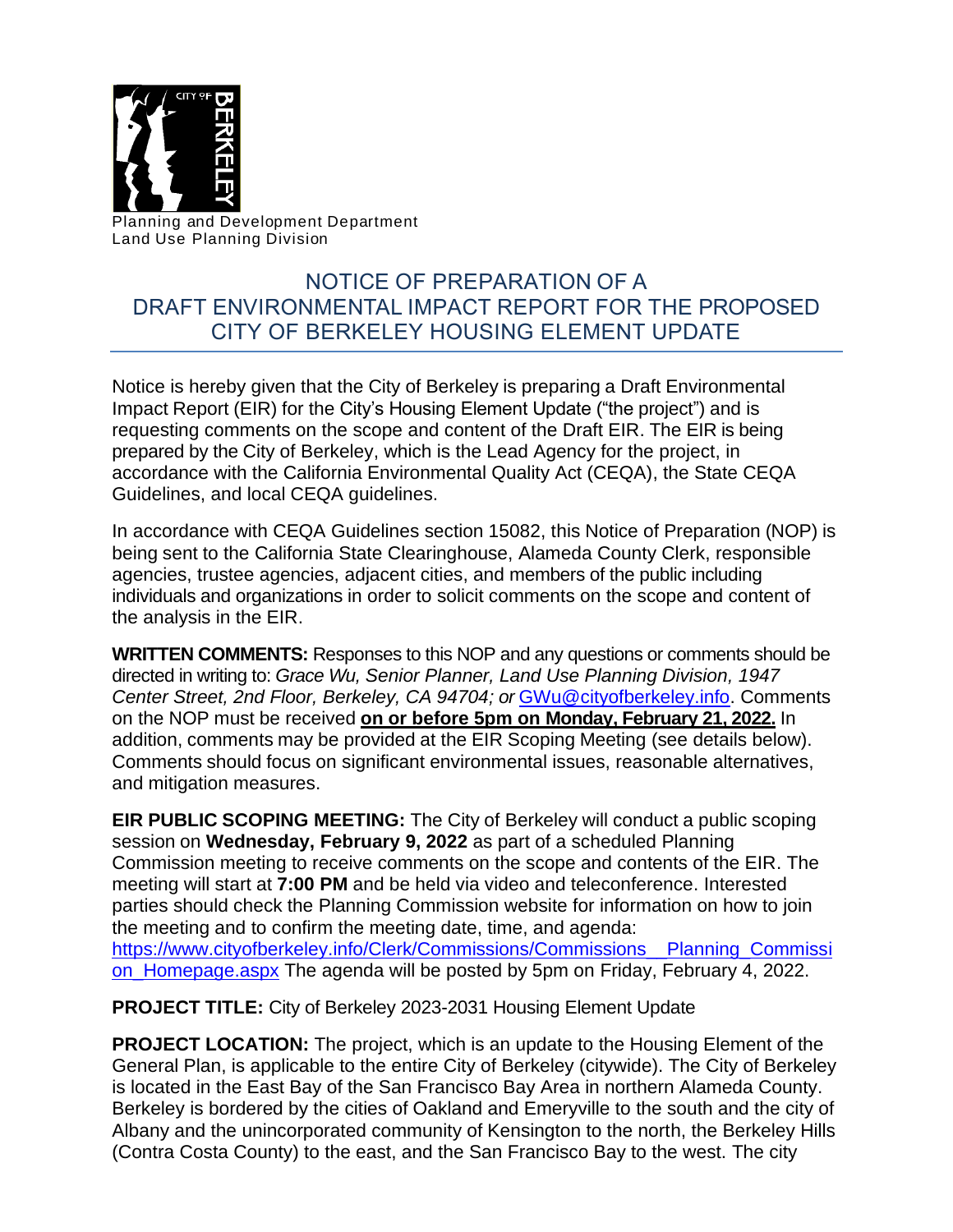Planning and Development Department
Land Use Planning Division

# NOTICE OF PREPARATION OF A DRAFT ENVIRONMENTAL IMPACT REPORT FOR THE PROPOSED CITY OF BERKELEY HOUSING ELEMENT UPDATE

Notice is hereby given that the City of Berkeley is preparing a Draft Environmental Impact Report (EIR) for the City's Housing Element Update ("the project") and is requesting comments on the scope and content of the Draft EIR. The EIR is being prepared by the City of Berkeley, which is the Lead Agency for the project, in accordance with the California Environmental Quality Act (CEQA), the State CEQA Guidelines, and local CEQA guidelines.

In accordance with CEQA Guidelines section 15082, this Notice of Preparation (NOP) is being sent to the California State Clearinghouse, Alameda County Clerk, responsible agencies, trustee agencies, adjacent cities, and members of the public including individuals and organizations in order to solicit comments on the scope and content of the analysis in the EIR.

**WRITTEN COMMENTS:** Responses to this NOP and any questions or comments should be directed in writing to: *Grace Wu, Senior Planner, Land Use Planning Division, 1947 Center Street, 2nd Floor, Berkeley, CA 94704; or* [GWu@cityofberkeley.info](mailto:GWu@cityofberkeley.info). Comments on the NOP must be received **on or before 5pm on Monday, February 21, 2022.** In addition, comments may be provided at the EIR Scoping Meeting (see details below). Comments should focus on significant environmental issues, reasonable alternatives, and mitigation measures.

**EIR PUBLIC SCOPING MEETING:** The City of Berkeley will conduct a public scoping session on **Wednesday, February 9, 2022** as part of a scheduled Planning Commission meeting to receive comments on the scope and contents of the EIR. The meeting will start at **7:00 PM** and be held via video and teleconference. Interested parties should check the Planning Commission website for information on how to join the meeting and to confirm the meeting date, time, and agenda: https://www.cityofberkeley.info/Clerk/Commissions/Commissions__Planning_Commission_Homepage.aspx The agenda will be posted by 5pm on Friday, February 4, 2022.

**PROJECT TITLE:** City of Berkeley 2023-2031 Housing Element Update

**PROJECT LOCATION:** The project, which is an update to the Housing Element of the General Plan, is applicable to the entire City of Berkeley (citywide). The City of Berkeley is located in the East Bay of the San Francisco Bay Area in northern Alameda County. Berkeley is bordered by the cities of Oakland and Emeryville to the south and the city of Albany and the unincorporated community of Kensington to the north, the Berkeley Hills (Contra Costa County) to the east, and the San Francisco Bay to the west. The city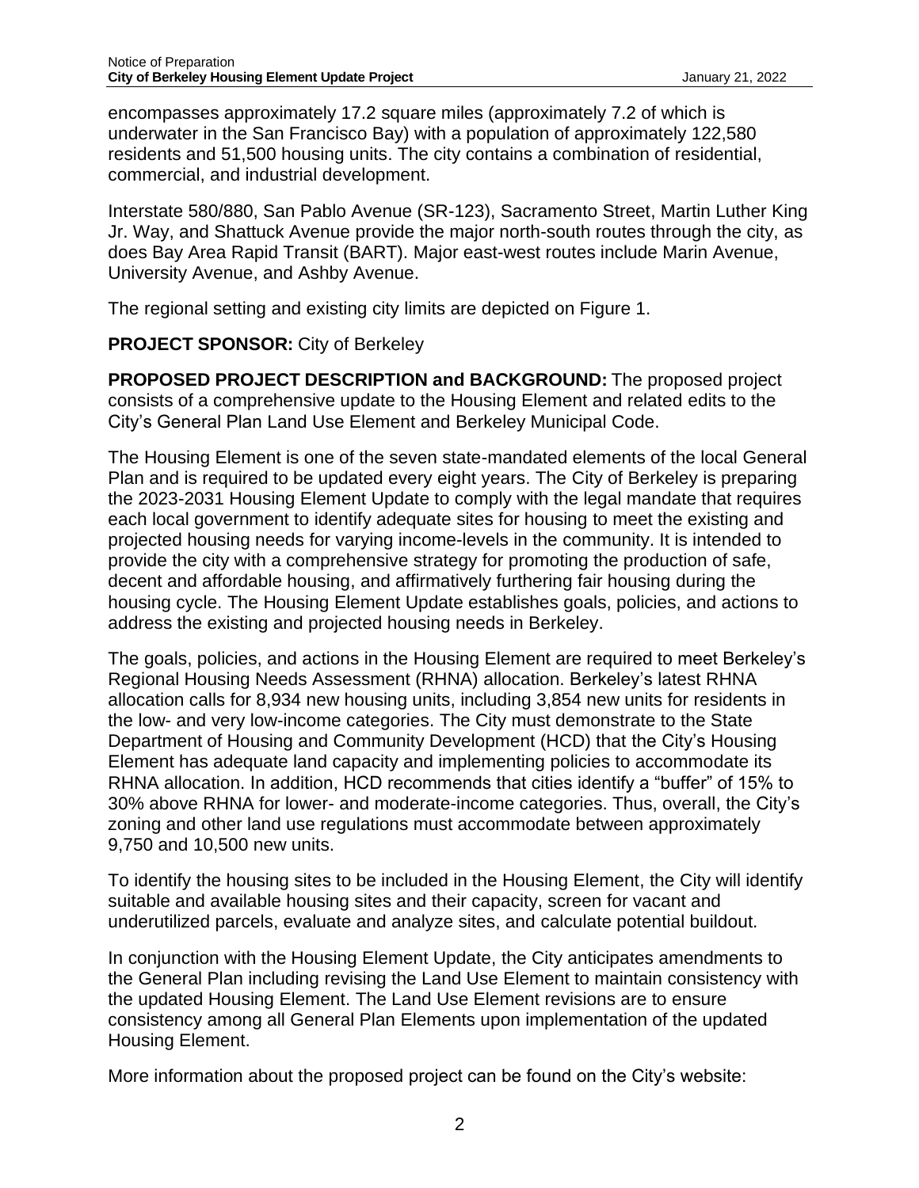encompasses approximately 17.2 square miles (approximately 7.2 of which is underwater in the San Francisco Bay) with a population of approximately 122,580 residents and 51,500 housing units. The city contains a combination of residential, commercial, and industrial development.

Interstate 580/880, San Pablo Avenue (SR-123), Sacramento Street, Martin Luther King Jr. Way, and Shattuck Avenue provide the major north-south routes through the city, as does Bay Area Rapid Transit (BART). Major east-west routes include Marin Avenue, University Avenue, and Ashby Avenue.

The regional setting and existing city limits are depicted on Figure 1.

**PROJECT SPONSOR:** City of Berkeley

**PROPOSED PROJECT DESCRIPTION and BACKGROUND:** The proposed project consists of a comprehensive update to the Housing Element and related edits to the City's General Plan Land Use Element and Berkeley Municipal Code.

The Housing Element is one of the seven state-mandated elements of the local General Plan and is required to be updated every eight years. The City of Berkeley is preparing the 2023-2031 Housing Element Update to comply with the legal mandate that requires each local government to identify adequate sites for housing to meet the existing and projected housing needs for varying income-levels in the community. It is intended to provide the city with a comprehensive strategy for promoting the production of safe, decent and affordable housing, and affirmatively furthering fair housing during the housing cycle. The Housing Element Update establishes goals, policies, and actions to address the existing and projected housing needs in Berkeley.

The goals, policies, and actions in the Housing Element are required to meet Berkeley's Regional Housing Needs Assessment (RHNA) allocation. Berkeley's latest RHNA allocation calls for 8,934 new housing units, including 3,854 new units for residents in the low- and very low-income categories. The City must demonstrate to the State Department of Housing and Community Development (HCD) that the City's Housing Element has adequate land capacity and implementing policies to accommodate its RHNA allocation. In addition, HCD recommends that cities identify a "buffer" of 15% to 30% above RHNA for lower- and moderate-income categories. Thus, overall, the City's zoning and other land use regulations must accommodate between approximately 9,750 and 10,500 new units.

To identify the housing sites to be included in the Housing Element, the City will identify suitable and available housing sites and their capacity, screen for vacant and underutilized parcels, evaluate and analyze sites, and calculate potential buildout.

In conjunction with the Housing Element Update, the City anticipates amendments to the General Plan including revising the Land Use Element to maintain consistency with the updated Housing Element. The Land Use Element revisions are to ensure consistency among all General Plan Elements upon implementation of the updated Housing Element.

More information about the proposed project can be found on the City's website: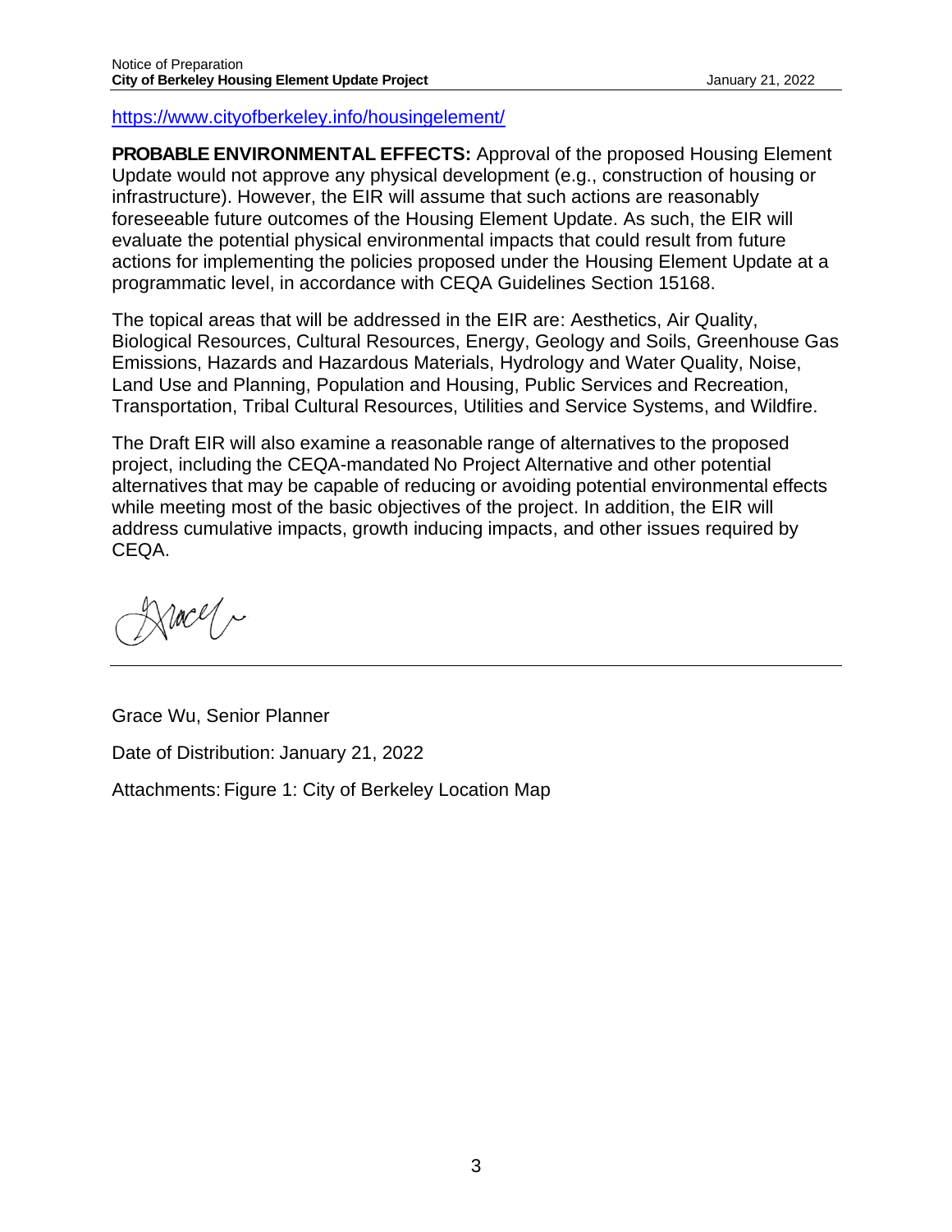https://www.cityofberkeley.info/housingelement/

**PROBABLE ENVIRONMENTAL EFFECTS:** Approval of the proposed Housing Element Update would not approve any physical development (e.g., construction of housing or infrastructure). However, the EIR will assume that such actions are reasonably foreseeable future outcomes of the Housing Element Update. As such, the EIR will evaluate the potential physical environmental impacts that could result from future actions for implementing the policies proposed under the Housing Element Update at a programmatic level, in accordance with CEQA Guidelines Section 15168.

The topical areas that will be addressed in the EIR are: Aesthetics, Air Quality, Biological Resources, Cultural Resources, Energy, Geology and Soils, Greenhouse Gas Emissions, Hazards and Hazardous Materials, Hydrology and Water Quality, Noise, Land Use and Planning, Population and Housing, Public Services and Recreation, Transportation, Tribal Cultural Resources, Utilities and Service Systems, and Wildfire.

The Draft EIR will also examine a reasonable range of alternatives to the proposed project, including the CEQA-mandated No Project Alternative and other potential alternatives that may be capable of reducing or avoiding potential environmental effects while meeting most of the basic objectives of the project. In addition, the EIR will address cumulative impacts, growth inducing impacts, and other issues required by CEQA.

Grace Wu, Senior Planner

Date of Distribution: January 21, 2022

Attachments: Figure 1: City of Berkeley Location Map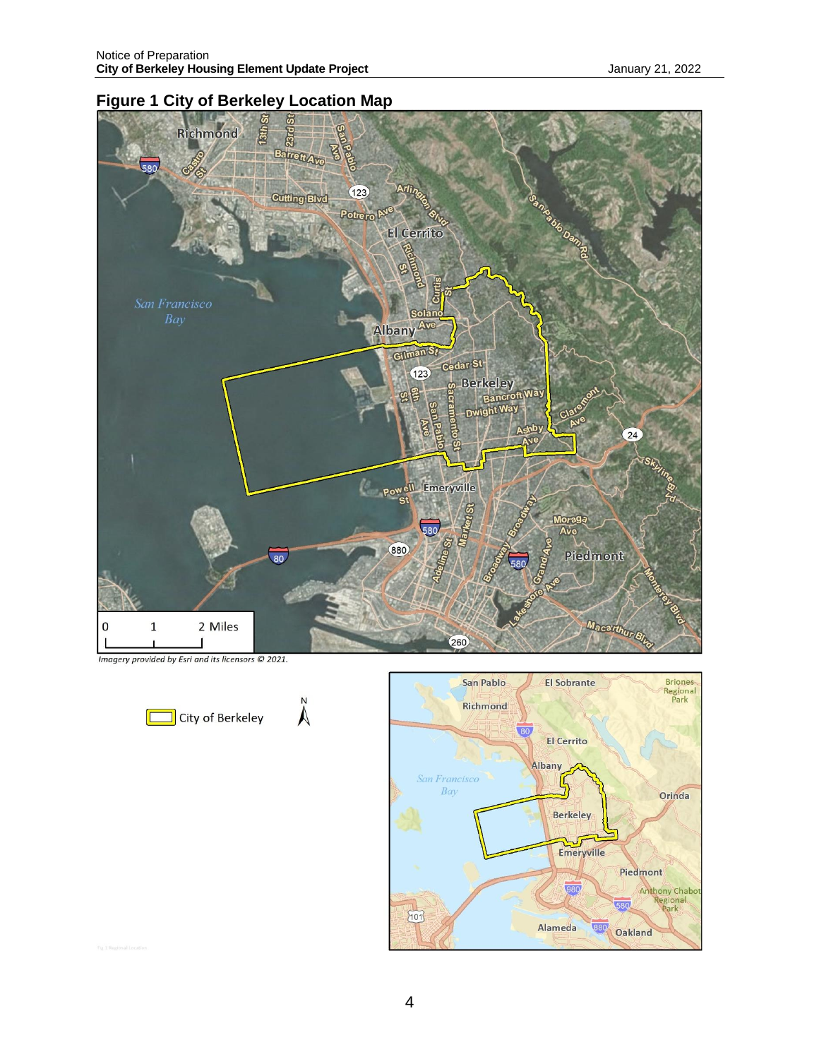## Figure 1 City of Berkeley Location Map

Richmond
13th St
23rd St
San Pablo Ave
Barrett Ave
580
Castro St
123
Cutting Blvd
Arlington Blvd
Potrero Ave
San Pablo Dam Rd
El Cerrito
Richmond St
Curtis St
San Francisco Bay
Solano Ave
Albany
Gilman St
123
Cedar St
Berkeley
6th St
Sacramento St
San Pablo Ave
Bancroft Way
Dwight Way
Claremont Ave
Ashby Ave
24
Skyline Blvd
Powell St
Emeryville
580
Market St
Broadway
Moraga Ave
880
80
Adeline St
Broadway
580
Grand Ave
Piedmont
Lakeshore Ave
Monterey Blvd
Macarthur Blvd
260

0 1 2 Miles

*Imagery provided by Esri and its licensors © 2021.*

City of Berkeley

N

San Pablo
El Sobrante
Briones Regional Park
Richmond
80
El Cerrito
Albany
San Francisco Bay
Orinda
Berkeley
Emeryville
Piedmont
980
Anthony Chabot Regional Park
580
101
Alameda
880
Oakland